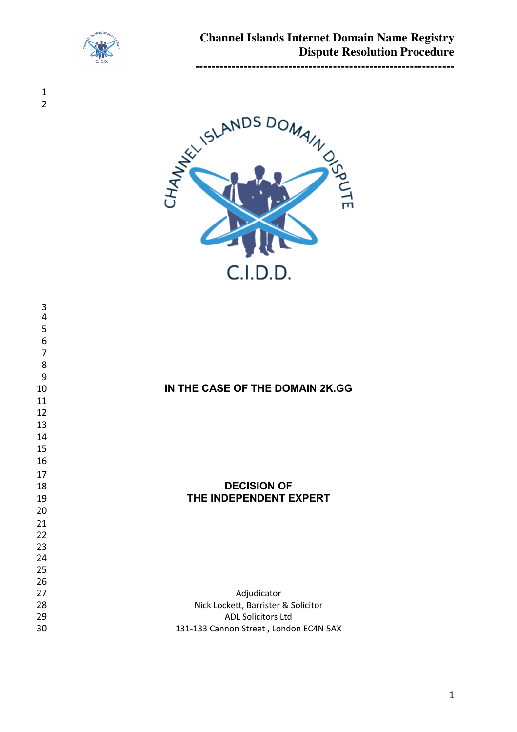# Channel Islands Internet Domain Name Registry Dispute Resolution Procedure

## IN THE CASE OF THE DOMAIN 2K.GG

---

## DECISION OF THE INDEPENDENT EXPERT

---

Adjudicator
Nick Lockett, Barrister & Solicitor
ADL Solicitors Ltd
131-133 Cannon Street , London EC4N 5AX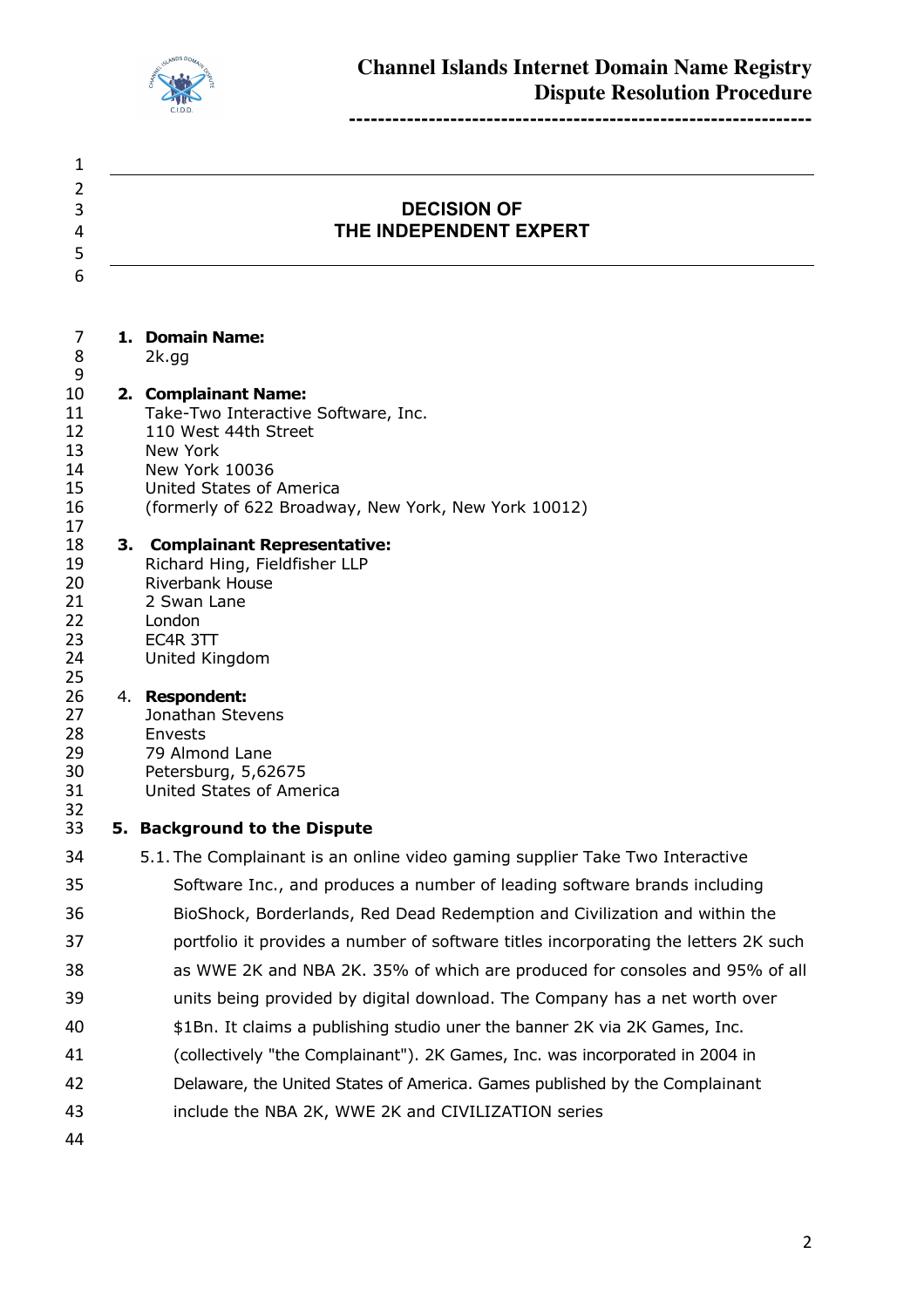# DECISION OF THE INDEPENDENT EXPERT

**1. Domain Name:**
2k.gg

**2. Complainant Name:**
Take-Two Interactive Software, Inc.
110 West 44th Street
New York
New York 10036
United States of America
(formerly of 622 Broadway, New York, New York 10012)

**3. Complainant Representative:**
Richard Hing, Fieldfisher LLP
Riverbank House
2 Swan Lane
London
EC4R 3TT
United Kingdom

4. **Respondent:**
Jonathan Stevens
Envests
79 Almond Lane
Petersburg, 5,62675
United States of America

**5. Background to the Dispute**

5.1. The Complainant is an online video gaming supplier Take Two Interactive Software Inc., and produces a number of leading software brands including BioShock, Borderlands, Red Dead Redemption and Civilization and within the portfolio it provides a number of software titles incorporating the letters 2K such as WWE 2K and NBA 2K. 35% of which are produced for consoles and 95% of all units being provided by digital download. The Company has a net worth over $1Bn. It claims a publishing studio uner the banner 2K via 2K Games, Inc. (collectively "the Complainant"). 2K Games, Inc. was incorporated in 2004 in Delaware, the United States of America. Games published by the Complainant include the NBA 2K, WWE 2K and CIVILIZATION series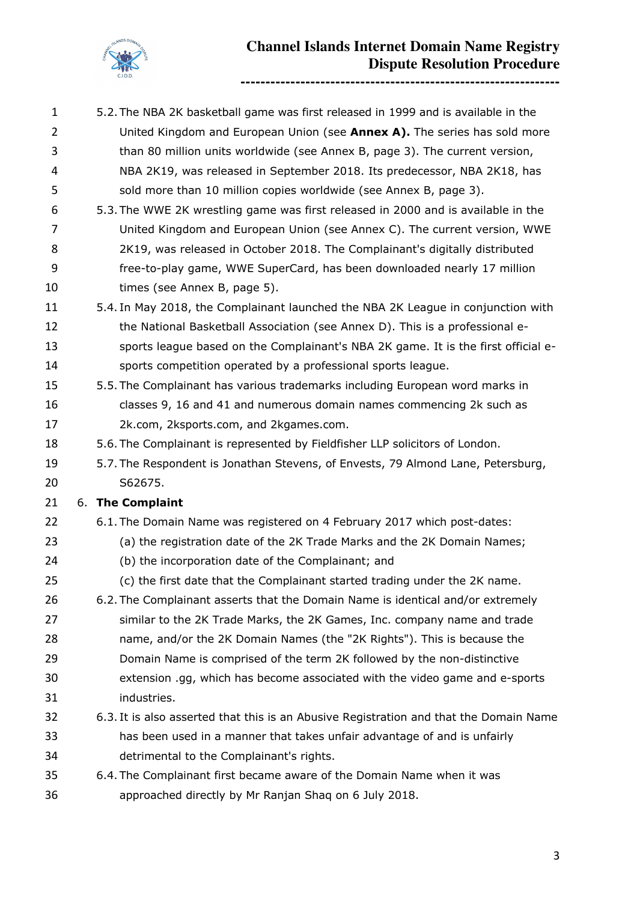5.2. The NBA 2K basketball game was first released in 1999 and is available in the United Kingdom and European Union (see **Annex A).** The series has sold more than 80 million units worldwide (see Annex B, page 3). The current version, NBA 2K19, was released in September 2018. Its predecessor, NBA 2K18, has sold more than 10 million copies worldwide (see Annex B, page 3).

5.3. The WWE 2K wrestling game was first released in 2000 and is available in the United Kingdom and European Union (see Annex C). The current version, WWE 2K19, was released in October 2018. The Complainant's digitally distributed free-to-play game, WWE SuperCard, has been downloaded nearly 17 million times (see Annex B, page 5).

5.4. In May 2018, the Complainant launched the NBA 2K League in conjunction with the National Basketball Association (see Annex D). This is a professional e-sports league based on the Complainant's NBA 2K game. It is the first official e-sports competition operated by a professional sports league.

5.5. The Complainant has various trademarks including European word marks in classes 9, 16 and 41 and numerous domain names commencing 2k such as 2k.com, 2ksports.com, and 2kgames.com.

5.6. The Complainant is represented by Fieldfisher LLP solicitors of London.

5.7. The Respondent is Jonathan Stevens, of Envests, 79 Almond Lane, Petersburg, S62675.

## 6. The Complaint

6.1. The Domain Name was registered on 4 February 2017 which post-dates:

(a) the registration date of the 2K Trade Marks and the 2K Domain Names;

(b) the incorporation date of the Complainant; and

(c) the first date that the Complainant started trading under the 2K name.

6.2. The Complainant asserts that the Domain Name is identical and/or extremely similar to the 2K Trade Marks, the 2K Games, Inc. company name and trade name, and/or the 2K Domain Names (the "2K Rights"). This is because the Domain Name is comprised of the term 2K followed by the non-distinctive extension .gg, which has become associated with the video game and e-sports industries.

6.3. It is also asserted that this is an Abusive Registration and that the Domain Name has been used in a manner that takes unfair advantage of and is unfairly detrimental to the Complainant's rights.

6.4. The Complainant first became aware of the Domain Name when it was approached directly by Mr Ranjan Shaq on 6 July 2018.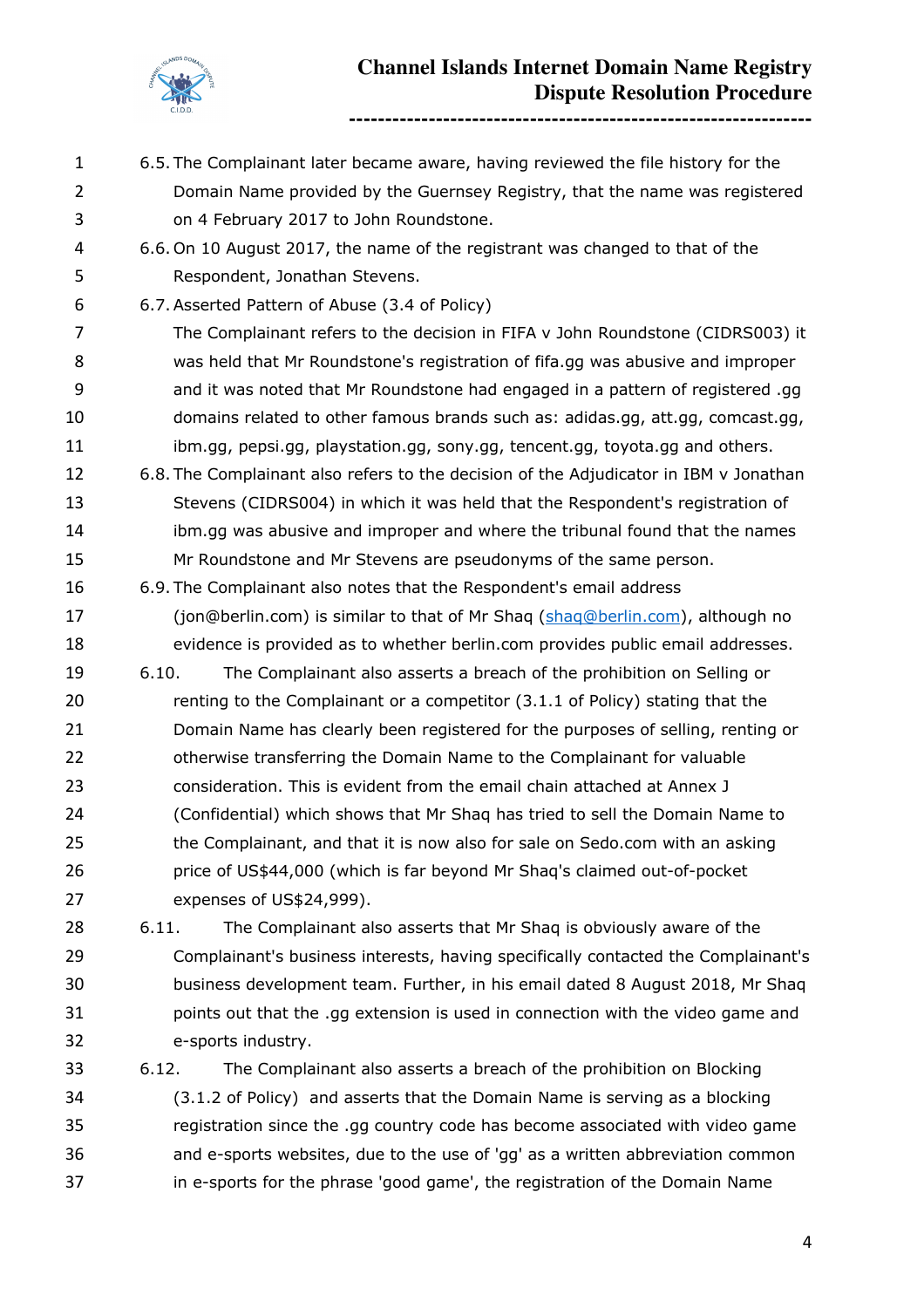6.5. The Complainant later became aware, having reviewed the file history for the Domain Name provided by the Guernsey Registry, that the name was registered on 4 February 2017 to John Roundstone.

6.6. On 10 August 2017, the name of the registrant was changed to that of the Respondent, Jonathan Stevens.

6.7. Asserted Pattern of Abuse (3.4 of Policy)

The Complainant refers to the decision in FIFA v John Roundstone (CIDRS003) it was held that Mr Roundstone's registration of fifa.gg was abusive and improper and it was noted that Mr Roundstone had engaged in a pattern of registered .gg domains related to other famous brands such as: adidas.gg, att.gg, comcast.gg, ibm.gg, pepsi.gg, playstation.gg, sony.gg, tencent.gg, toyota.gg and others.

6.8. The Complainant also refers to the decision of the Adjudicator in IBM v Jonathan Stevens (CIDRS004) in which it was held that the Respondent's registration of ibm.gg was abusive and improper and where the tribunal found that the names Mr Roundstone and Mr Stevens are pseudonyms of the same person.

6.9. The Complainant also notes that the Respondent's email address (jon@berlin.com) is similar to that of Mr Shaq (shaq@berlin.com), although no evidence is provided as to whether berlin.com provides public email addresses.

6.10. The Complainant also asserts a breach of the prohibition on Selling or renting to the Complainant or a competitor (3.1.1 of Policy) stating that the Domain Name has clearly been registered for the purposes of selling, renting or otherwise transferring the Domain Name to the Complainant for valuable consideration. This is evident from the email chain attached at Annex J (Confidential) which shows that Mr Shaq has tried to sell the Domain Name to the Complainant, and that it is now also for sale on Sedo.com with an asking price of US$44,000 (which is far beyond Mr Shaq's claimed out-of-pocket expenses of US$24,999).

6.11. The Complainant also asserts that Mr Shaq is obviously aware of the Complainant's business interests, having specifically contacted the Complainant's business development team. Further, in his email dated 8 August 2018, Mr Shaq points out that the .gg extension is used in connection with the video game and e-sports industry.

6.12. The Complainant also asserts a breach of the prohibition on Blocking (3.1.2 of Policy) and asserts that the Domain Name is serving as a blocking registration since the .gg country code has become associated with video game and e-sports websites, due to the use of 'gg' as a written abbreviation common in e-sports for the phrase 'good game', the registration of the Domain Name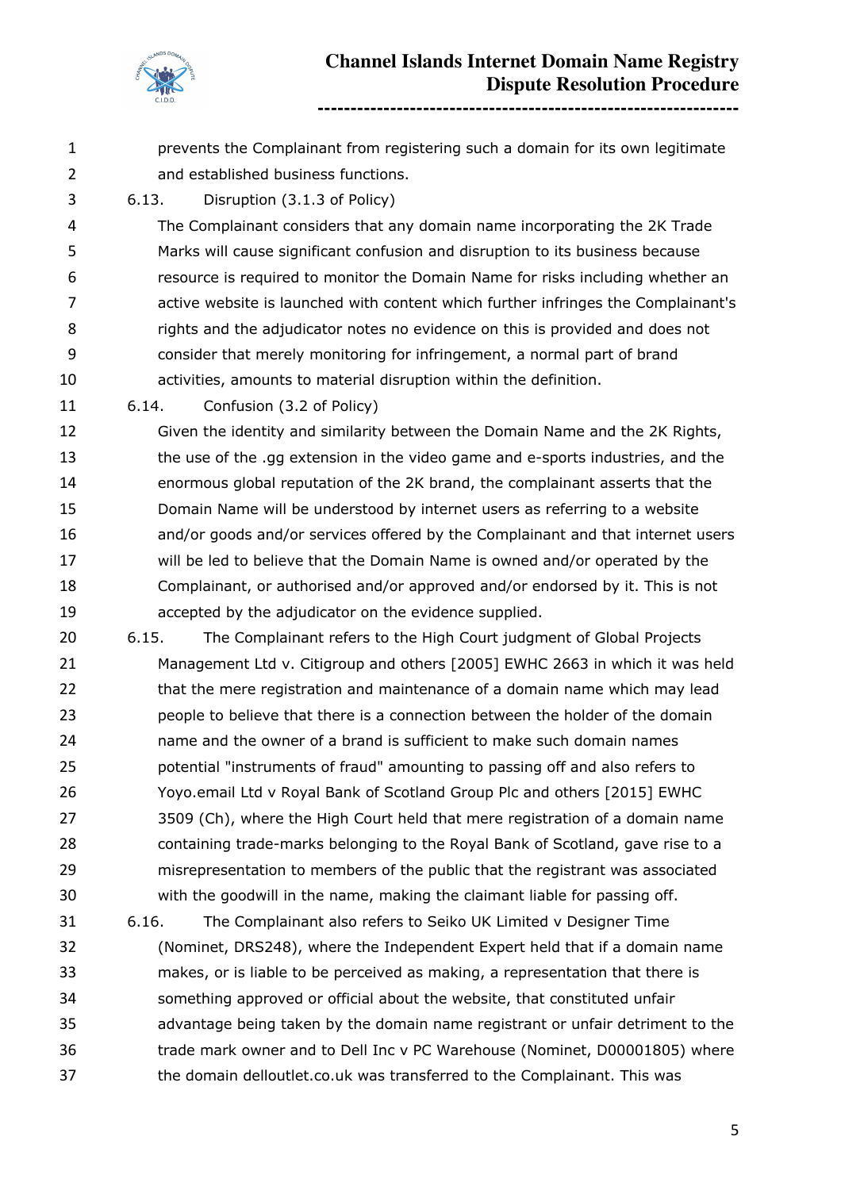prevents the Complainant from registering such a domain for its own legitimate and established business functions.

6.13. Disruption (3.1.3 of Policy)

The Complainant considers that any domain name incorporating the 2K Trade Marks will cause significant confusion and disruption to its business because resource is required to monitor the Domain Name for risks including whether an active website is launched with content which further infringes the Complainant's rights and the adjudicator notes no evidence on this is provided and does not consider that merely monitoring for infringement, a normal part of brand activities, amounts to material disruption within the definition.

6.14. Confusion (3.2 of Policy)

Given the identity and similarity between the Domain Name and the 2K Rights, the use of the .gg extension in the video game and e-sports industries, and the enormous global reputation of the 2K brand, the complainant asserts that the Domain Name will be understood by internet users as referring to a website and/or goods and/or services offered by the Complainant and that internet users will be led to believe that the Domain Name is owned and/or operated by the Complainant, or authorised and/or approved and/or endorsed by it. This is not accepted by the adjudicator on the evidence supplied.

6.15. The Complainant refers to the High Court judgment of Global Projects Management Ltd v. Citigroup and others [2005] EWHC 2663 in which it was held that the mere registration and maintenance of a domain name which may lead people to believe that there is a connection between the holder of the domain name and the owner of a brand is sufficient to make such domain names potential "instruments of fraud" amounting to passing off and also refers to Yoyo.email Ltd v Royal Bank of Scotland Group Plc and others [2015] EWHC 3509 (Ch), where the High Court held that mere registration of a domain name containing trade-marks belonging to the Royal Bank of Scotland, gave rise to a misrepresentation to members of the public that the registrant was associated with the goodwill in the name, making the claimant liable for passing off.

6.16. The Complainant also refers to Seiko UK Limited v Designer Time (Nominet, DRS248), where the Independent Expert held that if a domain name makes, or is liable to be perceived as making, a representation that there is something approved or official about the website, that constituted unfair advantage being taken by the domain name registrant or unfair detriment to the trade mark owner and to Dell Inc v PC Warehouse (Nominet, D00001805) where the domain delloutlet.co.uk was transferred to the Complainant. This was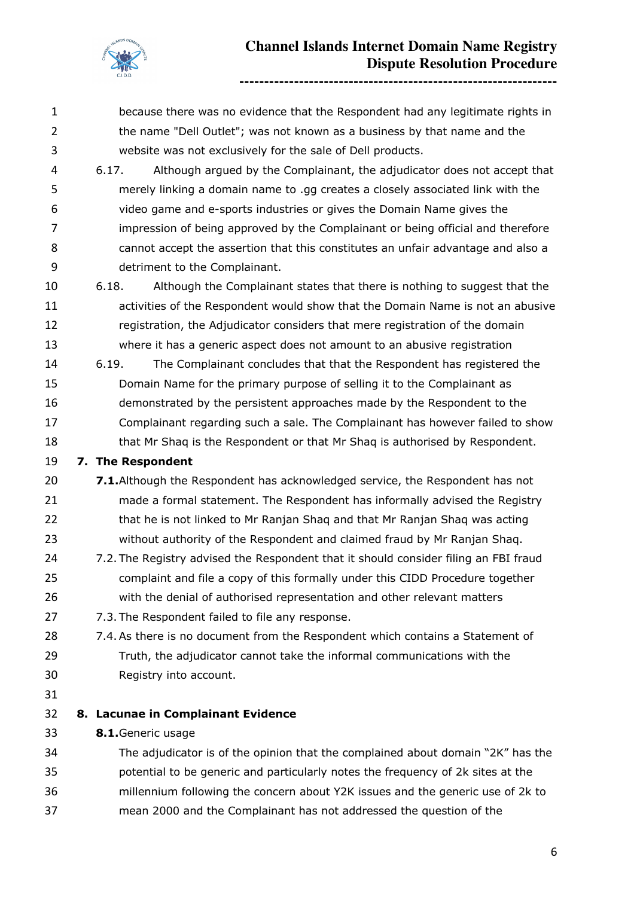because there was no evidence that the Respondent had any legitimate rights in the name "Dell Outlet"; was not known as a business by that name and the website was not exclusively for the sale of Dell products.

6.17. Although argued by the Complainant, the adjudicator does not accept that merely linking a domain name to .gg creates a closely associated link with the video game and e-sports industries or gives the Domain Name gives the impression of being approved by the Complainant or being official and therefore cannot accept the assertion that this constitutes an unfair advantage and also a detriment to the Complainant.

6.18. Although the Complainant states that there is nothing to suggest that the activities of the Respondent would show that the Domain Name is not an abusive registration, the Adjudicator considers that mere registration of the domain where it has a generic aspect does not amount to an abusive registration

6.19. The Complainant concludes that that the Respondent has registered the Domain Name for the primary purpose of selling it to the Complainant as demonstrated by the persistent approaches made by the Respondent to the Complainant regarding such a sale. The Complainant has however failed to show that Mr Shaq is the Respondent or that Mr Shaq is authorised by Respondent.

## 7. The Respondent

**7.1.** Although the Respondent has acknowledged service, the Respondent has not made a formal statement. The Respondent has informally advised the Registry that he is not linked to Mr Ranjan Shaq and that Mr Ranjan Shaq was acting without authority of the Respondent and claimed fraud by Mr Ranjan Shaq.

7.2. The Registry advised the Respondent that it should consider filing an FBI fraud complaint and file a copy of this formally under this CIDD Procedure together with the denial of authorised representation and other relevant matters

7.3. The Respondent failed to file any response.

7.4. As there is no document from the Respondent which contains a Statement of Truth, the adjudicator cannot take the informal communications with the Registry into account.

## 8. Lacunae in Complainant Evidence

**8.1.** Generic usage

The adjudicator is of the opinion that the complained about domain "2K" has the potential to be generic and particularly notes the frequency of 2k sites at the millennium following the concern about Y2K issues and the generic use of 2k to mean 2000 and the Complainant has not addressed the question of the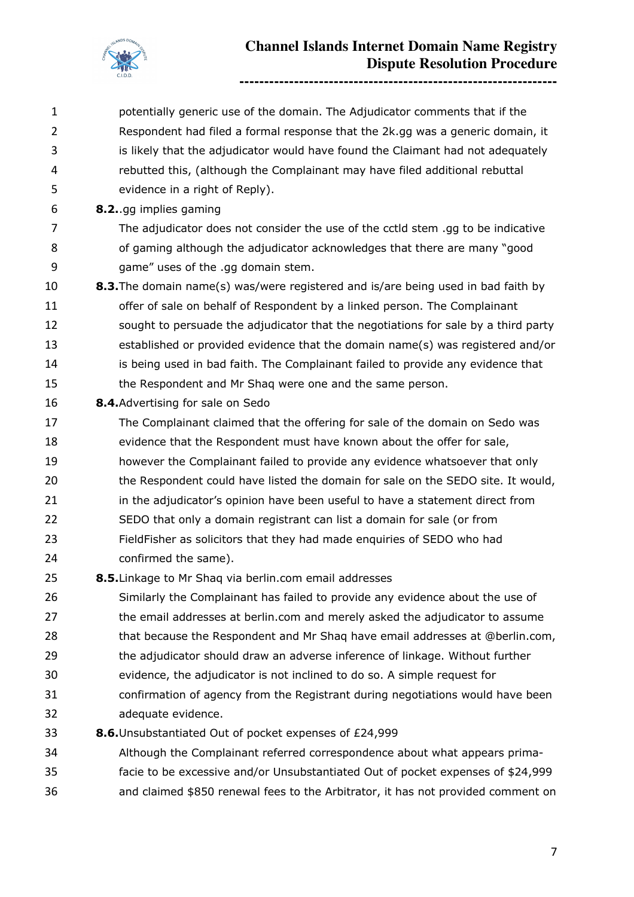potentially generic use of the domain. The Adjudicator comments that if the Respondent had filed a formal response that the 2k.gg was a generic domain, it is likely that the adjudicator would have found the Claimant had not adequately rebutted this, (although the Complainant may have filed additional rebuttal evidence in a right of Reply).

**8.2.**.gg implies gaming

The adjudicator does not consider the use of the cctld stem .gg to be indicative of gaming although the adjudicator acknowledges that there are many "good game" uses of the .gg domain stem.

**8.3.**The domain name(s) was/were registered and is/are being used in bad faith by offer of sale on behalf of Respondent by a linked person. The Complainant sought to persuade the adjudicator that the negotiations for sale by a third party established or provided evidence that the domain name(s) was registered and/or is being used in bad faith. The Complainant failed to provide any evidence that the Respondent and Mr Shaq were one and the same person.

**8.4.**Advertising for sale on Sedo

The Complainant claimed that the offering for sale of the domain on Sedo was evidence that the Respondent must have known about the offer for sale, however the Complainant failed to provide any evidence whatsoever that only the Respondent could have listed the domain for sale on the SEDO site. It would, in the adjudicator's opinion have been useful to have a statement direct from SEDO that only a domain registrant can list a domain for sale (or from FieldFisher as solicitors that they had made enquiries of SEDO who had confirmed the same).

**8.5.**Linkage to Mr Shaq via berlin.com email addresses

Similarly the Complainant has failed to provide any evidence about the use of the email addresses at berlin.com and merely asked the adjudicator to assume that because the Respondent and Mr Shaq have email addresses at @berlin.com, the adjudicator should draw an adverse inference of linkage. Without further evidence, the adjudicator is not inclined to do so. A simple request for confirmation of agency from the Registrant during negotiations would have been adequate evidence.

**8.6.**Unsubstantiated Out of pocket expenses of £24,999

Although the Complainant referred correspondence about what appears prima-facie to be excessive and/or Unsubstantiated Out of pocket expenses of $24,999 and claimed $850 renewal fees to the Arbitrator, it has not provided comment on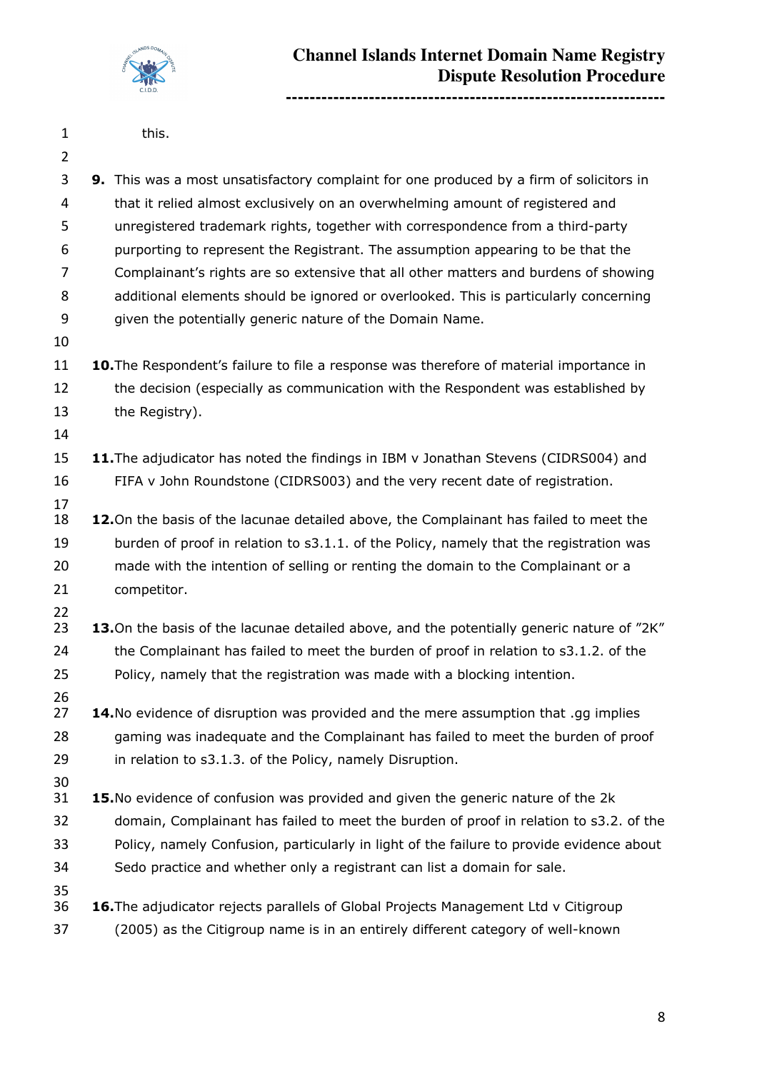this.

**9.** This was a most unsatisfactory complaint for one produced by a firm of solicitors in that it relied almost exclusively on an overwhelming amount of registered and unregistered trademark rights, together with correspondence from a third-party purporting to represent the Registrant. The assumption appearing to be that the Complainant's rights are so extensive that all other matters and burdens of showing additional elements should be ignored or overlooked. This is particularly concerning given the potentially generic nature of the Domain Name.

**10.** The Respondent's failure to file a response was therefore of material importance in the decision (especially as communication with the Respondent was established by the Registry).

**11.** The adjudicator has noted the findings in IBM v Jonathan Stevens (CIDRS004) and FIFA v John Roundstone (CIDRS003) and the very recent date of registration.

**12.** On the basis of the lacunae detailed above, the Complainant has failed to meet the burden of proof in relation to s3.1.1. of the Policy, namely that the registration was made with the intention of selling or renting the domain to the Complainant or a competitor.

**13.** On the basis of the lacunae detailed above, and the potentially generic nature of "2K" the Complainant has failed to meet the burden of proof in relation to s3.1.2. of the Policy, namely that the registration was made with a blocking intention.

**14.** No evidence of disruption was provided and the mere assumption that .gg implies gaming was inadequate and the Complainant has failed to meet the burden of proof in relation to s3.1.3. of the Policy, namely Disruption.

**15.** No evidence of confusion was provided and given the generic nature of the 2k domain, Complainant has failed to meet the burden of proof in relation to s3.2. of the Policy, namely Confusion, particularly in light of the failure to provide evidence about Sedo practice and whether only a registrant can list a domain for sale.

**16.** The adjudicator rejects parallels of Global Projects Management Ltd v Citigroup (2005) as the Citigroup name is in an entirely different category of well-known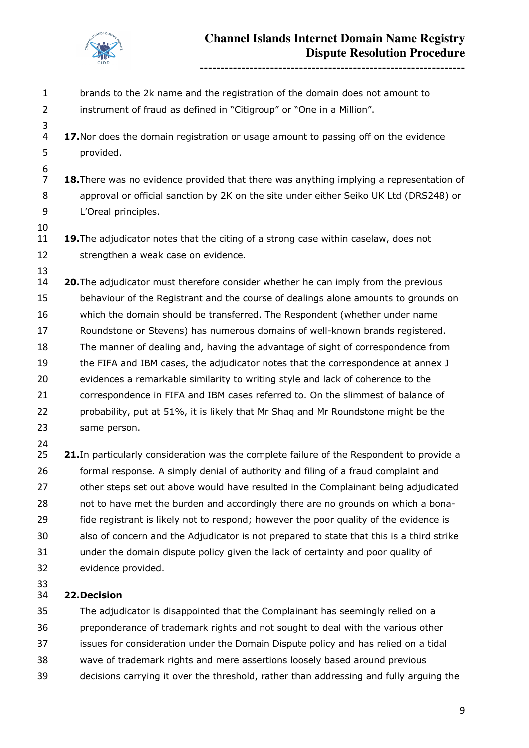brands to the 2k name and the registration of the domain does not amount to instrument of fraud as defined in "Citigroup" or "One in a Million".

**17.** Nor does the domain registration or usage amount to passing off on the evidence provided.

**18.** There was no evidence provided that there was anything implying a representation of approval or official sanction by 2K on the site under either Seiko UK Ltd (DRS248) or L'Oreal principles.

**19.** The adjudicator notes that the citing of a strong case within caselaw, does not strengthen a weak case on evidence.

**20.** The adjudicator must therefore consider whether he can imply from the previous behaviour of the Registrant and the course of dealings alone amounts to grounds on which the domain should be transferred. The Respondent (whether under name Roundstone or Stevens) has numerous domains of well-known brands registered. The manner of dealing and, having the advantage of sight of correspondence from the FIFA and IBM cases, the adjudicator notes that the correspondence at annex J evidences a remarkable similarity to writing style and lack of coherence to the correspondence in FIFA and IBM cases referred to. On the slimmest of balance of probability, put at 51%, it is likely that Mr Shaq and Mr Roundstone might be the same person.

**21.** In particularly consideration was the complete failure of the Respondent to provide a formal response. A simply denial of authority and filing of a fraud complaint and other steps set out above would have resulted in the Complainant being adjudicated not to have met the burden and accordingly there are no grounds on which a bona-fide registrant is likely not to respond; however the poor quality of the evidence is also of concern and the Adjudicator is not prepared to state that this is a third strike under the domain dispute policy given the lack of certainty and poor quality of evidence provided.

**22. Decision**

The adjudicator is disappointed that the Complainant has seemingly relied on a preponderance of trademark rights and not sought to deal with the various other issues for consideration under the Domain Dispute policy and has relied on a tidal wave of trademark rights and mere assertions loosely based around previous decisions carrying it over the threshold, rather than addressing and fully arguing the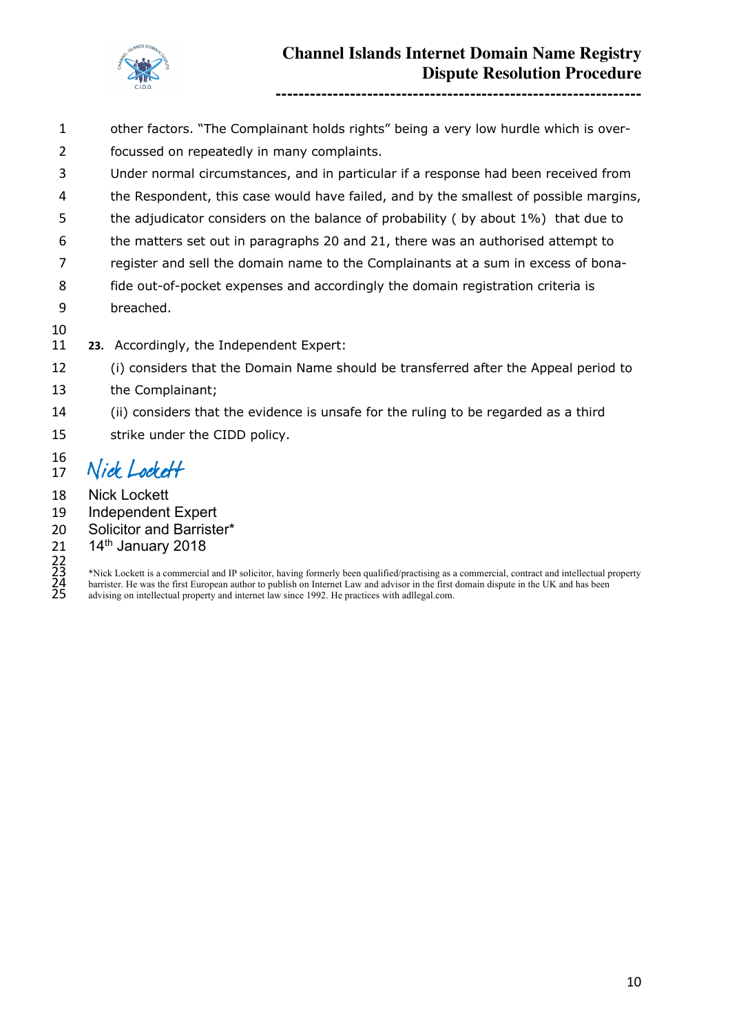other factors. "The Complainant holds rights" being a very low hurdle which is over-focussed on repeatedly in many complaints.

Under normal circumstances, and in particular if a response had been received from the Respondent, this case would have failed, and by the smallest of possible margins, the adjudicator considers on the balance of probability ( by about 1%) that due to the matters set out in paragraphs 20 and 21, there was an authorised attempt to register and sell the domain name to the Complainants at a sum in excess of bona-fide out-of-pocket expenses and accordingly the domain registration criteria is breached.

**23.** Accordingly, the Independent Expert:

(i) considers that the Domain Name should be transferred after the Appeal period to the Complainant;

(ii) considers that the evidence is unsafe for the ruling to be regarded as a third strike under the CIDD policy.

*Nick Lockett*

Nick Lockett
Independent Expert
Solicitor and Barrister*
14th January 2018

*Nick Lockett is a commercial and IP solicitor, having formerly been qualified/practising as a commercial, contract and intellectual property barrister. He was the first European author to publish on Internet Law and advisor in the first domain dispute in the UK and has been advising on intellectual property and internet law since 1992. He practises with adllegal.com.